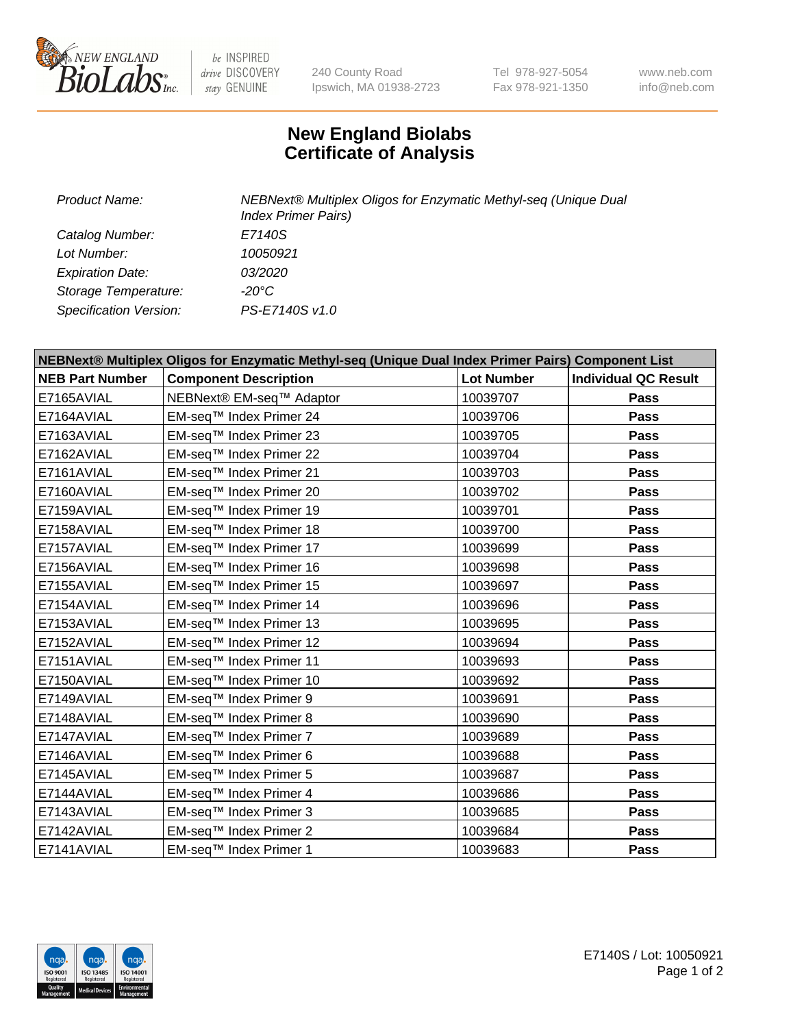240 County Road
Ipswich, MA 01938-2723

Tel 978-927-5054
Fax 978-921-1350

www.neb.com
info@neb.com

# New England Biolabs
# Certificate of Analysis

| | |
|---|---|
| *Product Name:* | *NEBNext® Multiplex Oligos for Enzymatic Methyl-seq (Unique Dual Index Primer Pairs)* |
| *Catalog Number:* | *E7140S* |
| *Lot Number:* | *10050921* |
| *Expiration Date:* | *03/2020* |
| *Storage Temperature:* | *-20°C* |
| *Specification Version:* | *PS-E7140S v1.0* |

**NEBNext® Multiplex Oligos for Enzymatic Methyl-seq (Unique Dual Index Primer Pairs) Component List**

| NEB Part Number | Component Description | Lot Number | Individual QC Result |
|---|---|---|---|
| E7165AVIAL | NEBNext® EM-seq™ Adaptor | 10039707 | Pass |
| E7164AVIAL | EM-seq™ Index Primer 24 | 10039706 | Pass |
| E7163AVIAL | EM-seq™ Index Primer 23 | 10039705 | Pass |
| E7162AVIAL | EM-seq™ Index Primer 22 | 10039704 | Pass |
| E7161AVIAL | EM-seq™ Index Primer 21 | 10039703 | Pass |
| E7160AVIAL | EM-seq™ Index Primer 20 | 10039702 | Pass |
| E7159AVIAL | EM-seq™ Index Primer 19 | 10039701 | Pass |
| E7158AVIAL | EM-seq™ Index Primer 18 | 10039700 | Pass |
| E7157AVIAL | EM-seq™ Index Primer 17 | 10039699 | Pass |
| E7156AVIAL | EM-seq™ Index Primer 16 | 10039698 | Pass |
| E7155AVIAL | EM-seq™ Index Primer 15 | 10039697 | Pass |
| E7154AVIAL | EM-seq™ Index Primer 14 | 10039696 | Pass |
| E7153AVIAL | EM-seq™ Index Primer 13 | 10039695 | Pass |
| E7152AVIAL | EM-seq™ Index Primer 12 | 10039694 | Pass |
| E7151AVIAL | EM-seq™ Index Primer 11 | 10039693 | Pass |
| E7150AVIAL | EM-seq™ Index Primer 10 | 10039692 | Pass |
| E7149AVIAL | EM-seq™ Index Primer 9 | 10039691 | Pass |
| E7148AVIAL | EM-seq™ Index Primer 8 | 10039690 | Pass |
| E7147AVIAL | EM-seq™ Index Primer 7 | 10039689 | Pass |
| E7146AVIAL | EM-seq™ Index Primer 6 | 10039688 | Pass |
| E7145AVIAL | EM-seq™ Index Primer 5 | 10039687 | Pass |
| E7144AVIAL | EM-seq™ Index Primer 4 | 10039686 | Pass |
| E7143AVIAL | EM-seq™ Index Primer 3 | 10039685 | Pass |
| E7142AVIAL | EM-seq™ Index Primer 2 | 10039684 | Pass |
| E7141AVIAL | EM-seq™ Index Primer 1 | 10039683 | Pass |

E7140S / Lot: 10050921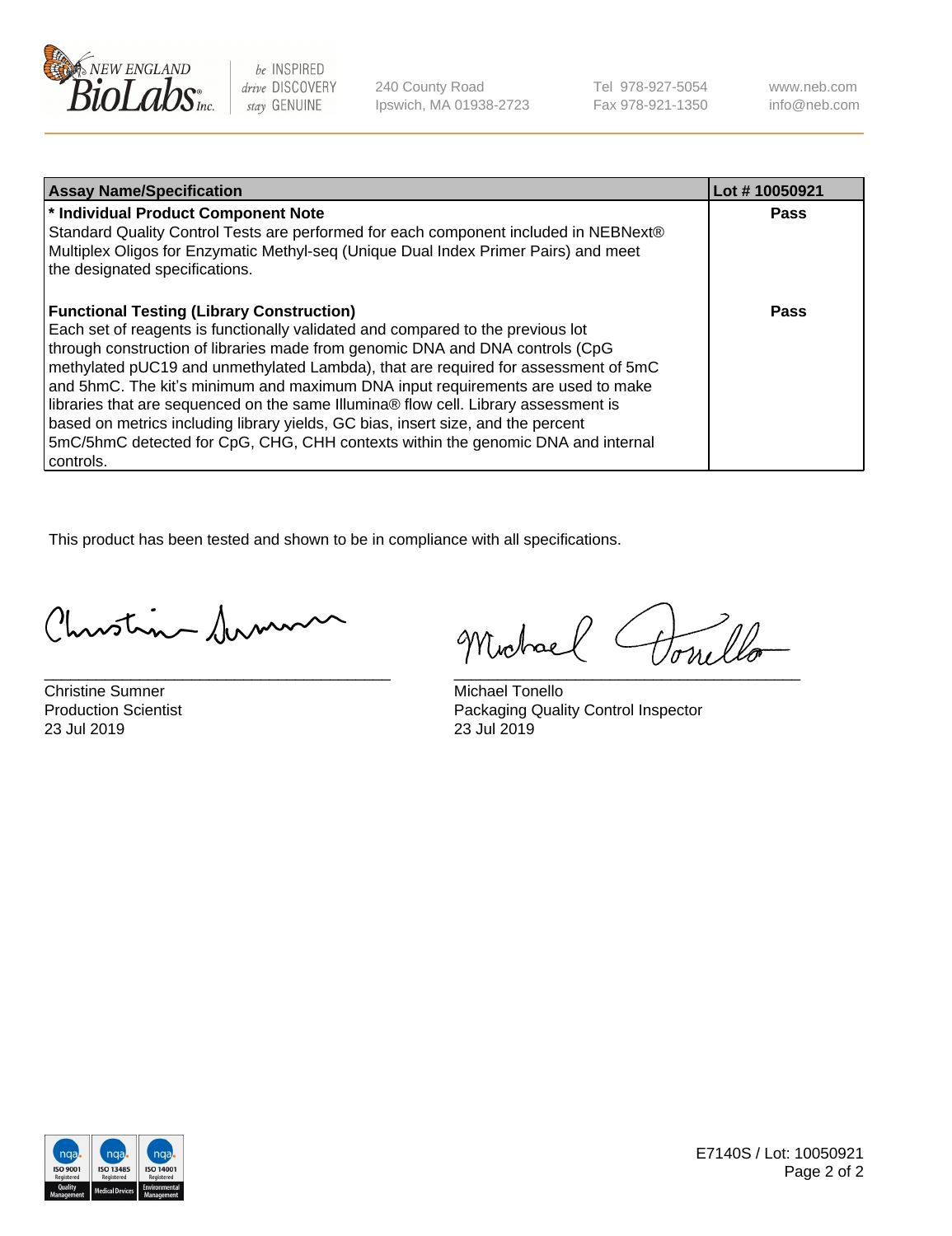| Assay Name/Specification | Lot # 10050921 |
|---|---|
| **\* Individual Product Component Note**<br>Standard Quality Control Tests are performed for each component included in NEBNext® Multiplex Oligos for Enzymatic Methyl-seq (Unique Dual Index Primer Pairs) and meet the designated specifications. | **Pass** |
| **Functional Testing (Library Construction)**<br>Each set of reagents is functionally validated and compared to the previous lot through construction of libraries made from genomic DNA and DNA controls (CpG methylated pUC19 and unmethylated Lambda), that are required for assessment of 5mC and 5hmC. The kit's minimum and maximum DNA input requirements are used to make libraries that are sequenced on the same Illumina® flow cell. Library assessment is based on metrics including library yields, GC bias, insert size, and the percent 5mC/5hmC detected for CpG, CHG, CHH contexts within the genomic DNA and internal controls. | **Pass** |

This product has been tested and shown to be in compliance with all specifications.

Christine Sumner
Production Scientist
23 Jul 2019

Michael Tonello
Packaging Quality Control Inspector
23 Jul 2019

E7140S / Lot: 10050921